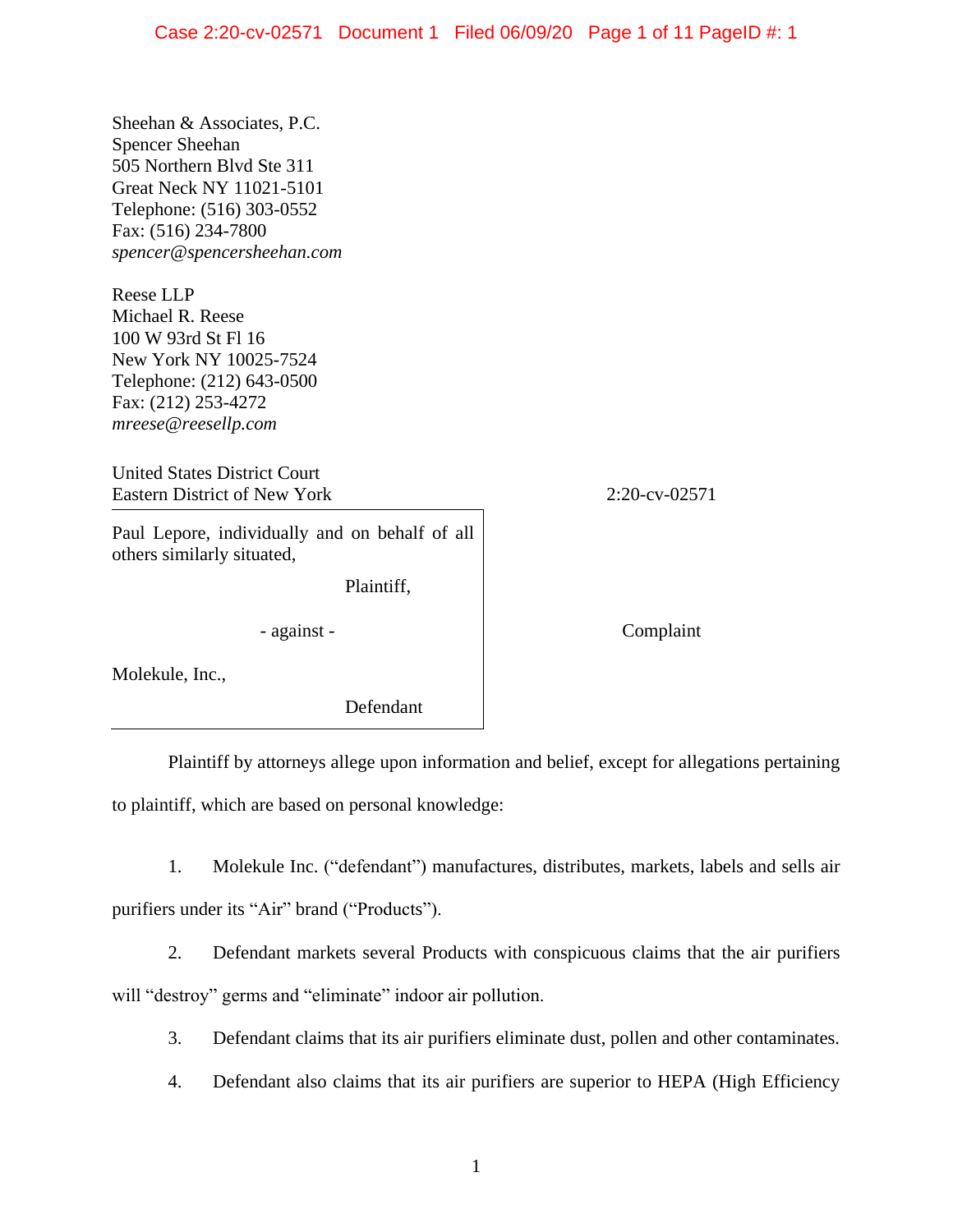Sheehan & Associates, P.C.
Spencer Sheehan
505 Northern Blvd Ste 311
Great Neck NY 11021-5101
Telephone: (516) 303-0552
Fax: (516) 234-7800
*spencer@spencersheehan.com*

Reese LLP
Michael R. Reese
100 W 93rd St Fl 16
New York NY 10025-7524
Telephone: (212) 643-0500
Fax: (212) 253-4272
*mreese@reesellp.com*

United States District Court
Eastern District of New York

2:20-cv-02571

Paul Lepore, individually and on behalf of all others similarly situated,

Plaintiff,

\- against -

Molekule, Inc.,

Defendant

Complaint

Plaintiff by attorneys allege upon information and belief, except for allegations pertaining to plaintiff, which are based on personal knowledge:

1. Molekule Inc. ("defendant") manufactures, distributes, markets, labels and sells air purifiers under its "Air" brand ("Products").

2. Defendant markets several Products with conspicuous claims that the air purifiers will "destroy" germs and "eliminate" indoor air pollution.

3. Defendant claims that its air purifiers eliminate dust, pollen and other contaminates.

4. Defendant also claims that its air purifiers are superior to HEPA (High Efficiency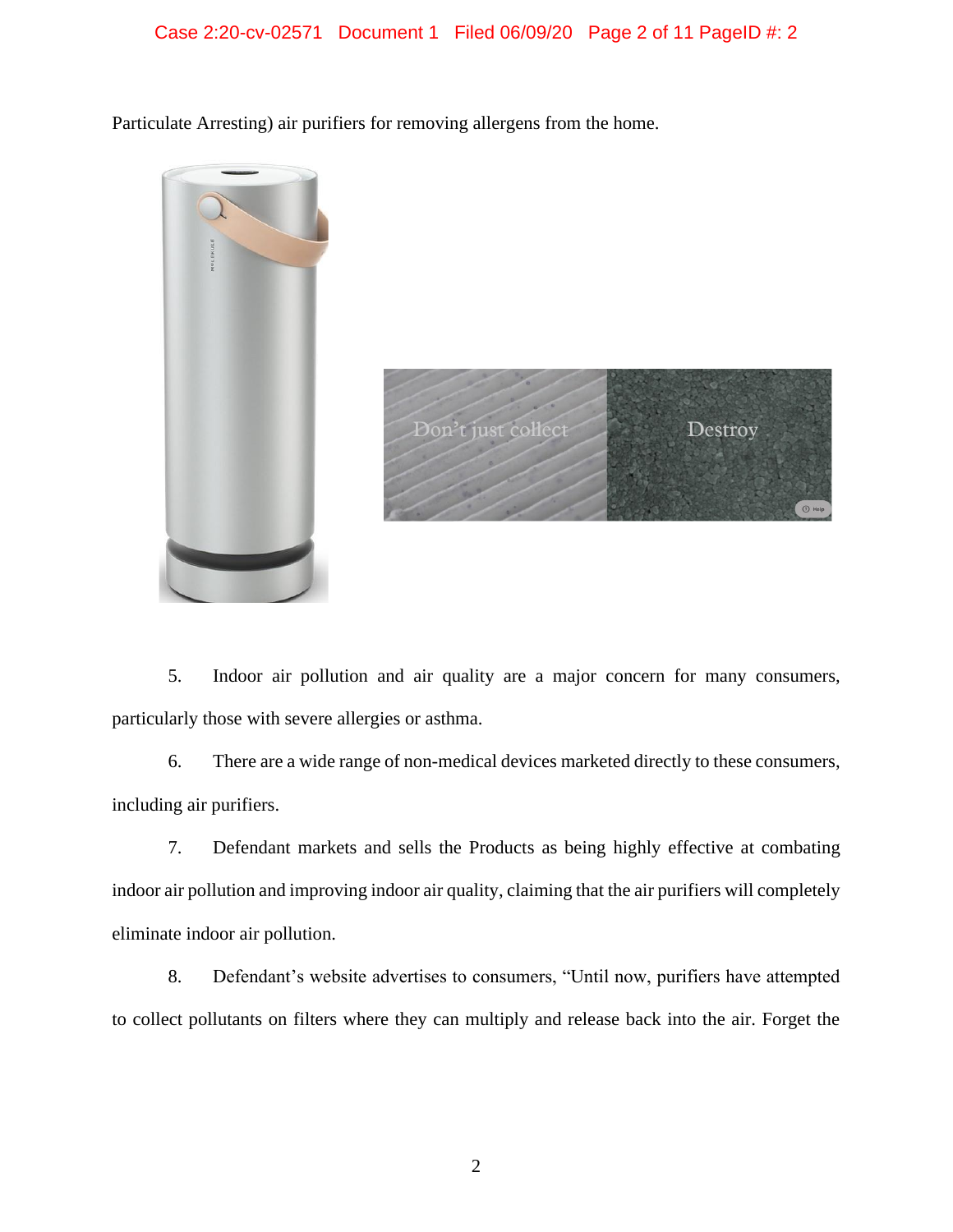Particulate Arresting) air purifiers for removing allergens from the home.

5. Indoor air pollution and air quality are a major concern for many consumers, particularly those with severe allergies or asthma.

6. There are a wide range of non-medical devices marketed directly to these consumers, including air purifiers.

7. Defendant markets and sells the Products as being highly effective at combating indoor air pollution and improving indoor air quality, claiming that the air purifiers will completely eliminate indoor air pollution.

8. Defendant's website advertises to consumers, "Until now, purifiers have attempted to collect pollutants on filters where they can multiply and release back into the air. Forget the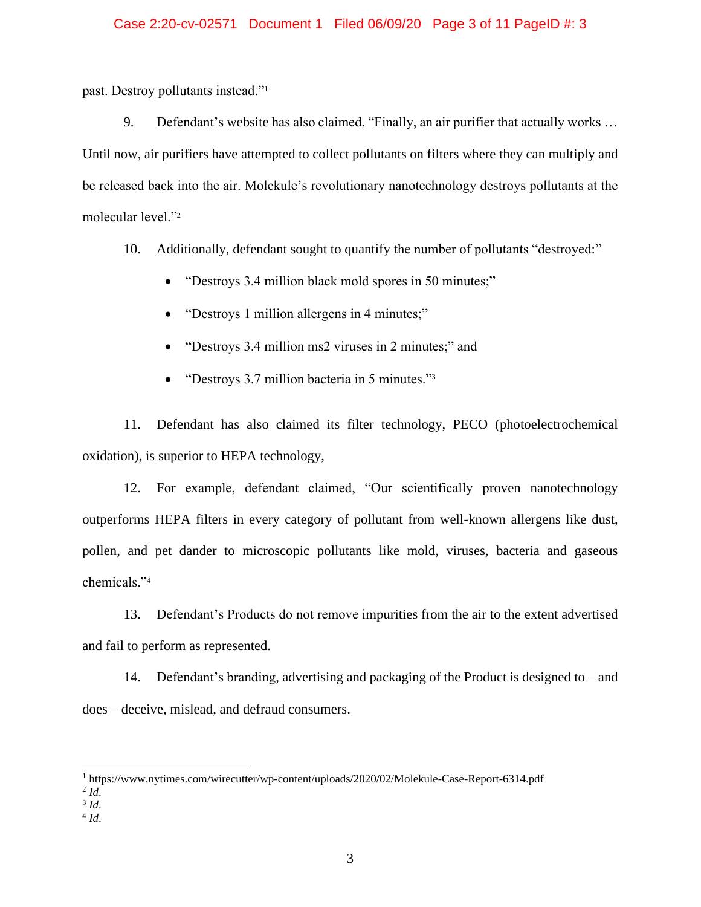past. Destroy pollutants instead."[1]

9. Defendant's website has also claimed, "Finally, an air purifier that actually works … Until now, air purifiers have attempted to collect pollutants on filters where they can multiply and be released back into the air. Molekule's revolutionary nanotechnology destroys pollutants at the molecular level."[2]

10. Additionally, defendant sought to quantify the number of pollutants "destroyed:"

- "Destroys 3.4 million black mold spores in 50 minutes;"
- "Destroys 1 million allergens in 4 minutes;"
- "Destroys 3.4 million ms2 viruses in 2 minutes;" and
- "Destroys 3.7 million bacteria in 5 minutes."[3]

11. Defendant has also claimed its filter technology, PECO (photoelectrochemical oxidation), is superior to HEPA technology,

12. For example, defendant claimed, "Our scientifically proven nanotechnology outperforms HEPA filters in every category of pollutant from well-known allergens like dust, pollen, and pet dander to microscopic pollutants like mold, viruses, bacteria and gaseous chemicals."[4]

13. Defendant's Products do not remove impurities from the air to the extent advertised and fail to perform as represented.

14. Defendant's branding, advertising and packaging of the Product is designed to – and does – deceive, mislead, and defraud consumers.

---

[1] https://www.nytimes.com/wirecutter/wp-content/uploads/2020/02/Molekule-Case-Report-6314.pdf
[2] *Id*.
[3] *Id*.
[4] *Id*.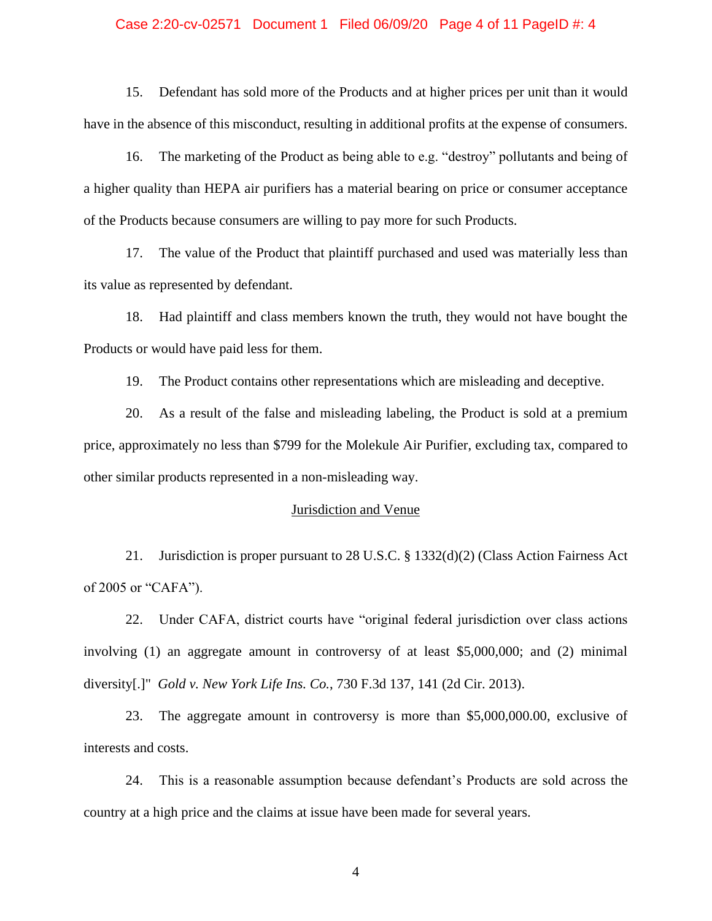15. Defendant has sold more of the Products and at higher prices per unit than it would have in the absence of this misconduct, resulting in additional profits at the expense of consumers.

16. The marketing of the Product as being able to e.g. "destroy" pollutants and being of a higher quality than HEPA air purifiers has a material bearing on price or consumer acceptance of the Products because consumers are willing to pay more for such Products.

17. The value of the Product that plaintiff purchased and used was materially less than its value as represented by defendant.

18. Had plaintiff and class members known the truth, they would not have bought the Products or would have paid less for them.

19. The Product contains other representations which are misleading and deceptive.

20. As a result of the false and misleading labeling, the Product is sold at a premium price, approximately no less than $799 for the Molekule Air Purifier, excluding tax, compared to other similar products represented in a non-misleading way.

## Jurisdiction and Venue

21. Jurisdiction is proper pursuant to 28 U.S.C. § 1332(d)(2) (Class Action Fairness Act of 2005 or "CAFA").

22. Under CAFA, district courts have "original federal jurisdiction over class actions involving (1) an aggregate amount in controversy of at least $5,000,000; and (2) minimal diversity[.]" *Gold v. New York Life Ins. Co.*, 730 F.3d 137, 141 (2d Cir. 2013).

23. The aggregate amount in controversy is more than $5,000,000.00, exclusive of interests and costs.

24. This is a reasonable assumption because defendant's Products are sold across the country at a high price and the claims at issue have been made for several years.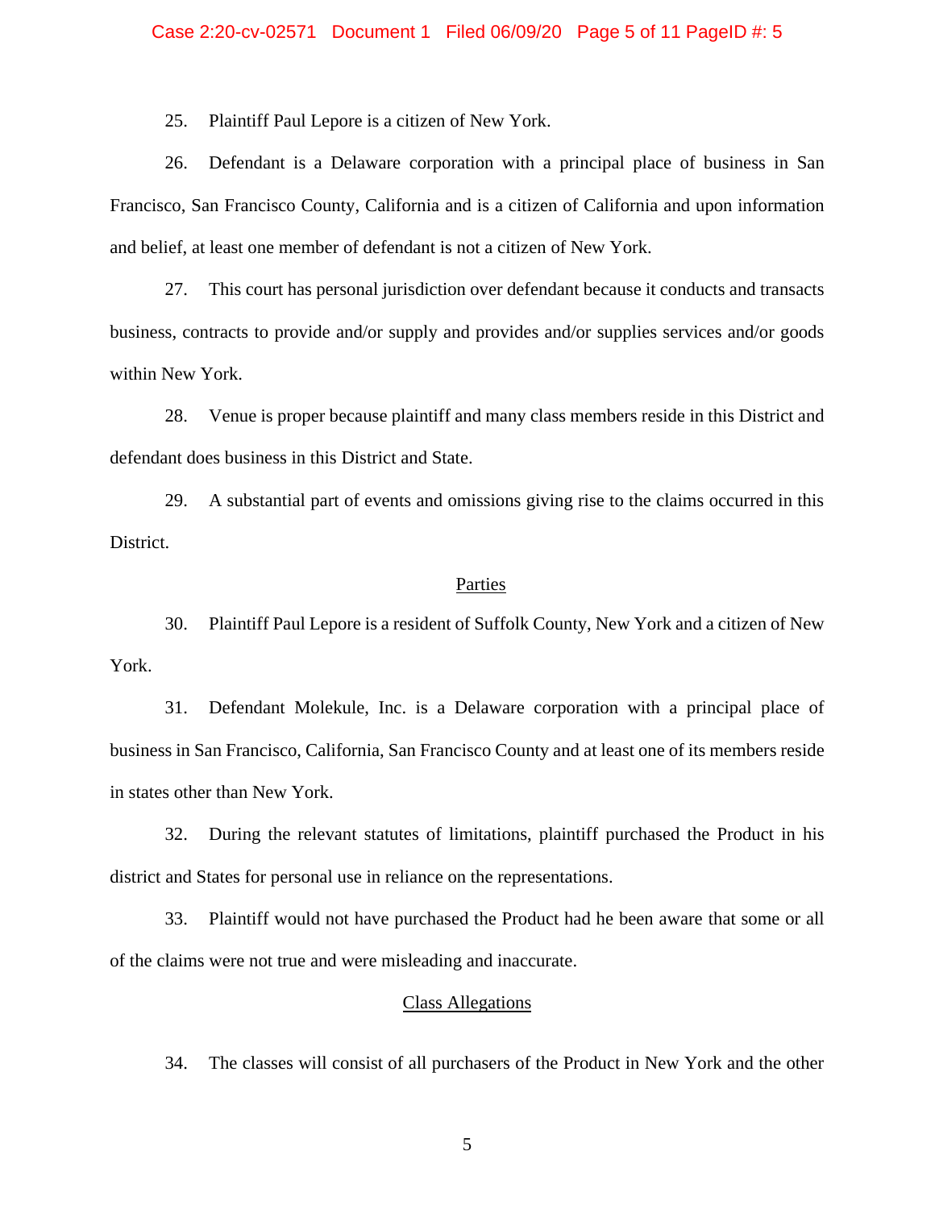25. Plaintiff Paul Lepore is a citizen of New York.

26. Defendant is a Delaware corporation with a principal place of business in San Francisco, San Francisco County, California and is a citizen of California and upon information and belief, at least one member of defendant is not a citizen of New York.

27. This court has personal jurisdiction over defendant because it conducts and transacts business, contracts to provide and/or supply and provides and/or supplies services and/or goods within New York.

28. Venue is proper because plaintiff and many class members reside in this District and defendant does business in this District and State.

29. A substantial part of events and omissions giving rise to the claims occurred in this District.

## Parties

30. Plaintiff Paul Lepore is a resident of Suffolk County, New York and a citizen of New York.

31. Defendant Molekule, Inc. is a Delaware corporation with a principal place of business in San Francisco, California, San Francisco County and at least one of its members reside in states other than New York.

32. During the relevant statutes of limitations, plaintiff purchased the Product in his district and States for personal use in reliance on the representations.

33. Plaintiff would not have purchased the Product had he been aware that some or all of the claims were not true and were misleading and inaccurate.

## Class Allegations

34. The classes will consist of all purchasers of the Product in New York and the other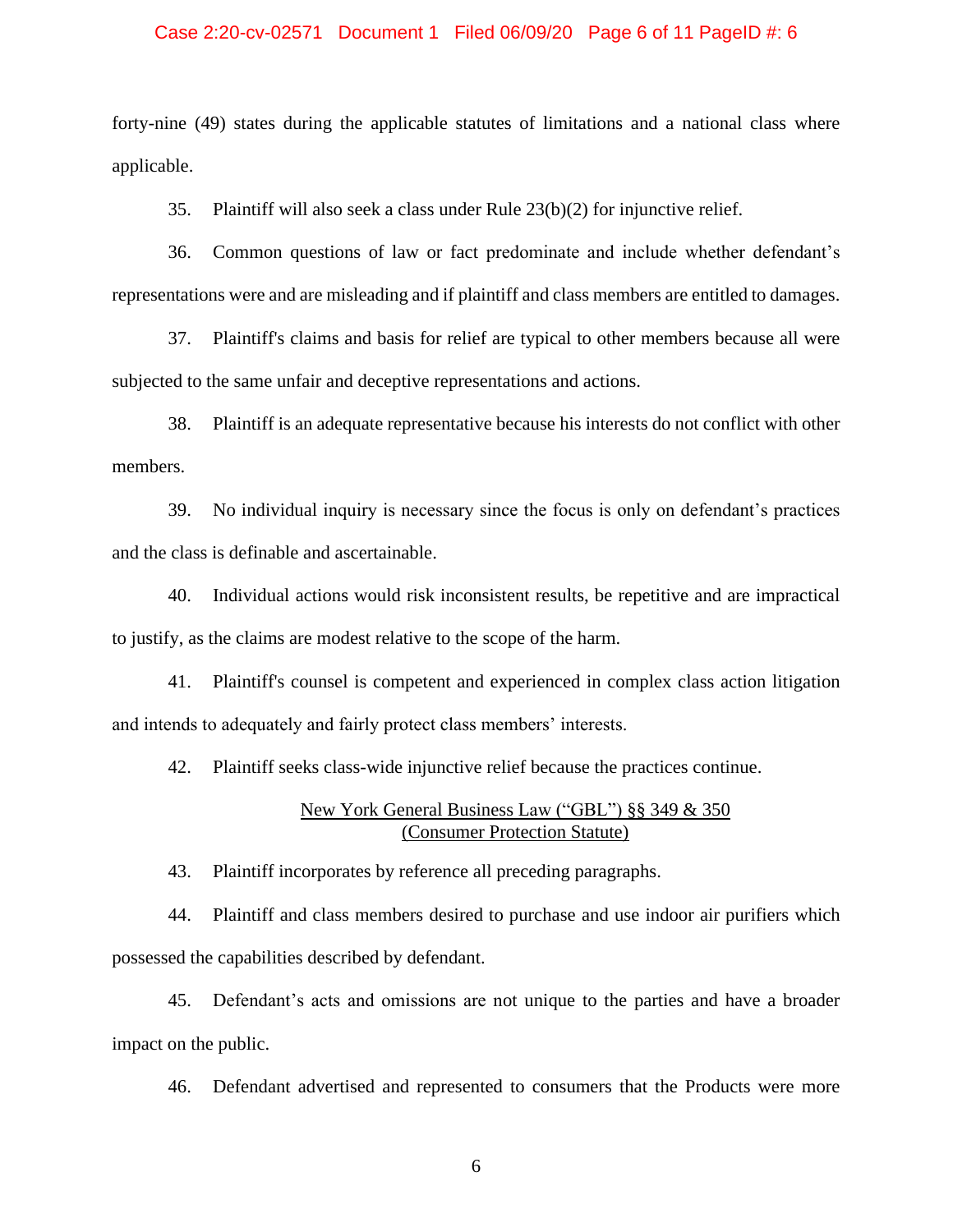forty-nine (49) states during the applicable statutes of limitations and a national class where applicable.

35. Plaintiff will also seek a class under Rule 23(b)(2) for injunctive relief.

36. Common questions of law or fact predominate and include whether defendant's representations were and are misleading and if plaintiff and class members are entitled to damages.

37. Plaintiff's claims and basis for relief are typical to other members because all were subjected to the same unfair and deceptive representations and actions.

38. Plaintiff is an adequate representative because his interests do not conflict with other members.

39. No individual inquiry is necessary since the focus is only on defendant's practices and the class is definable and ascertainable.

40. Individual actions would risk inconsistent results, be repetitive and are impractical to justify, as the claims are modest relative to the scope of the harm.

41. Plaintiff's counsel is competent and experienced in complex class action litigation and intends to adequately and fairly protect class members' interests.

42. Plaintiff seeks class-wide injunctive relief because the practices continue.

<u>New York General Business Law ("GBL") §§ 349 & 350</u>
<u>(Consumer Protection Statute)</u>

43. Plaintiff incorporates by reference all preceding paragraphs.

44. Plaintiff and class members desired to purchase and use indoor air purifiers which possessed the capabilities described by defendant.

45. Defendant's acts and omissions are not unique to the parties and have a broader impact on the public.

46. Defendant advertised and represented to consumers that the Products were more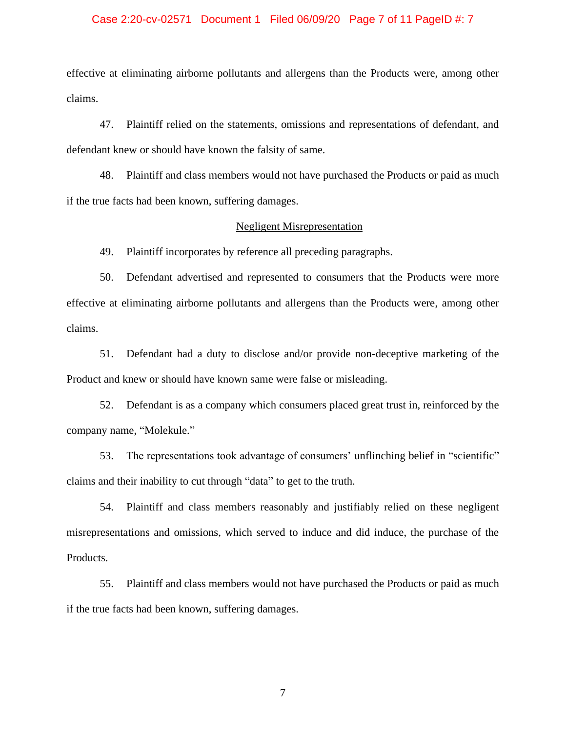effective at eliminating airborne pollutants and allergens than the Products were, among other claims.

47. Plaintiff relied on the statements, omissions and representations of defendant, and defendant knew or should have known the falsity of same.

48. Plaintiff and class members would not have purchased the Products or paid as much if the true facts had been known, suffering damages.

## Negligent Misrepresentation

49. Plaintiff incorporates by reference all preceding paragraphs.

50. Defendant advertised and represented to consumers that the Products were more effective at eliminating airborne pollutants and allergens than the Products were, among other claims.

51. Defendant had a duty to disclose and/or provide non-deceptive marketing of the Product and knew or should have known same were false or misleading.

52. Defendant is as a company which consumers placed great trust in, reinforced by the company name, "Molekule."

53. The representations took advantage of consumers' unflinching belief in "scientific" claims and their inability to cut through "data" to get to the truth.

54. Plaintiff and class members reasonably and justifiably relied on these negligent misrepresentations and omissions, which served to induce and did induce, the purchase of the Products.

55. Plaintiff and class members would not have purchased the Products or paid as much if the true facts had been known, suffering damages.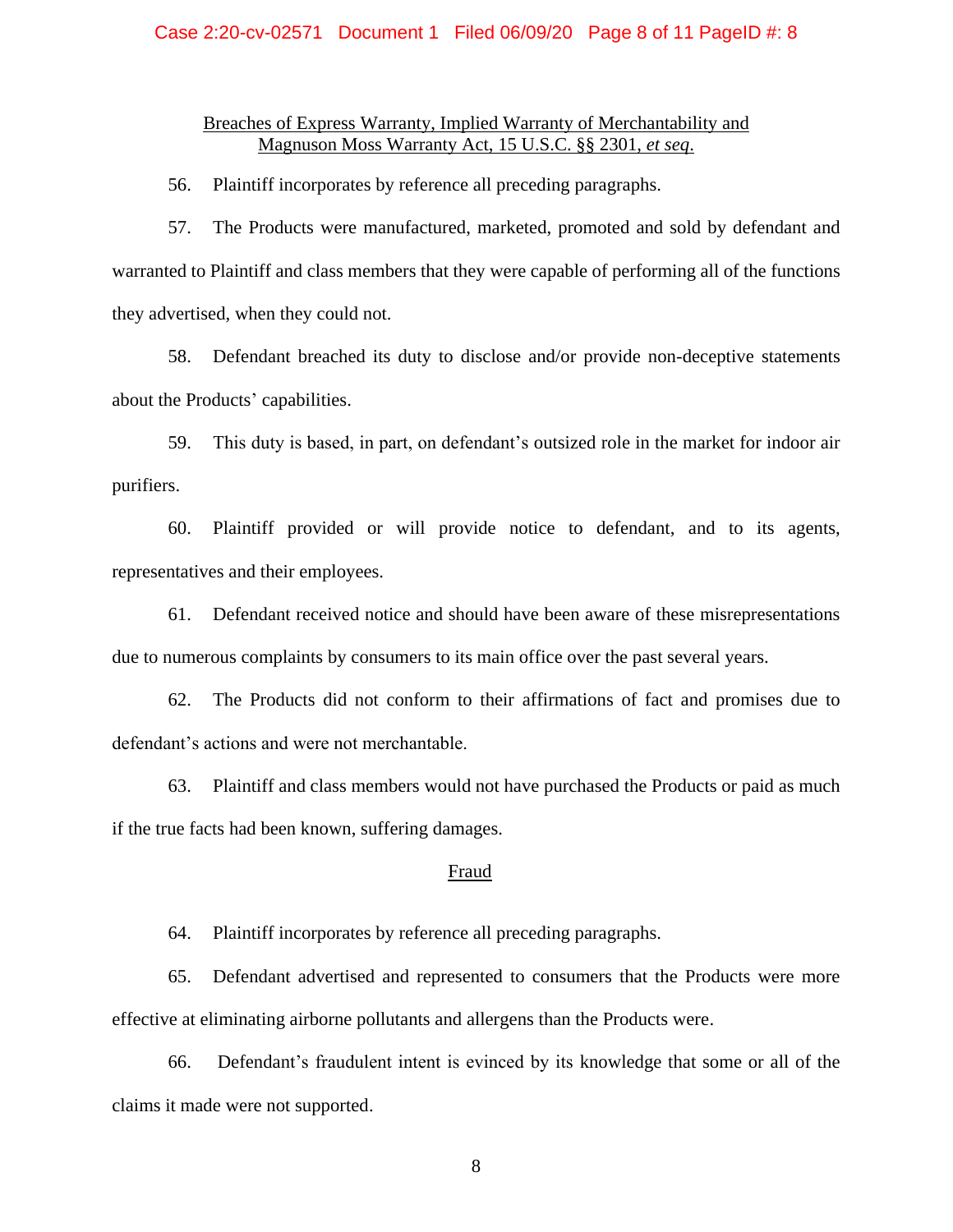<u>Breaches of Express Warranty, Implied Warranty of Merchantability and Magnuson Moss Warranty Act, 15 U.S.C. §§ 2301, *et seq*.</u>

56. Plaintiff incorporates by reference all preceding paragraphs.

57. The Products were manufactured, marketed, promoted and sold by defendant and warranted to Plaintiff and class members that they were capable of performing all of the functions they advertised, when they could not.

58. Defendant breached its duty to disclose and/or provide non-deceptive statements about the Products' capabilities.

59. This duty is based, in part, on defendant's outsized role in the market for indoor air purifiers.

60. Plaintiff provided or will provide notice to defendant, and to its agents, representatives and their employees.

61. Defendant received notice and should have been aware of these misrepresentations due to numerous complaints by consumers to its main office over the past several years.

62. The Products did not conform to their affirmations of fact and promises due to defendant's actions and were not merchantable.

63. Plaintiff and class members would not have purchased the Products or paid as much if the true facts had been known, suffering damages.

<u>Fraud</u>

64. Plaintiff incorporates by reference all preceding paragraphs.

65. Defendant advertised and represented to consumers that the Products were more effective at eliminating airborne pollutants and allergens than the Products were.

66. Defendant's fraudulent intent is evinced by its knowledge that some or all of the claims it made were not supported.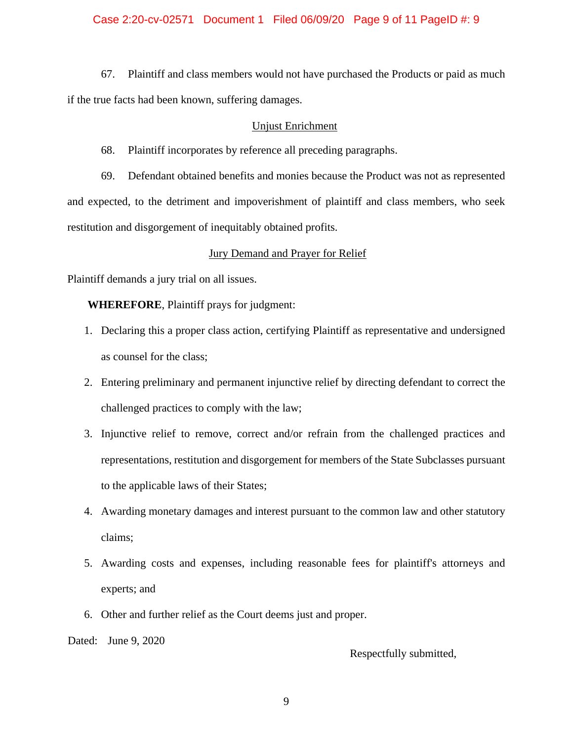67. Plaintiff and class members would not have purchased the Products or paid as much if the true facts had been known, suffering damages.

Unjust Enrichment

68. Plaintiff incorporates by reference all preceding paragraphs.

69. Defendant obtained benefits and monies because the Product was not as represented and expected, to the detriment and impoverishment of plaintiff and class members, who seek restitution and disgorgement of inequitably obtained profits.

Jury Demand and Prayer for Relief

Plaintiff demands a jury trial on all issues.

**WHEREFORE**, Plaintiff prays for judgment:

1. Declaring this a proper class action, certifying Plaintiff as representative and undersigned as counsel for the class;
2. Entering preliminary and permanent injunctive relief by directing defendant to correct the challenged practices to comply with the law;
3. Injunctive relief to remove, correct and/or refrain from the challenged practices and representations, restitution and disgorgement for members of the State Subclasses pursuant to the applicable laws of their States;
4. Awarding monetary damages and interest pursuant to the common law and other statutory claims;
5. Awarding costs and expenses, including reasonable fees for plaintiff's attorneys and experts; and
6. Other and further relief as the Court deems just and proper.

Dated: June 9, 2020

Respectfully submitted,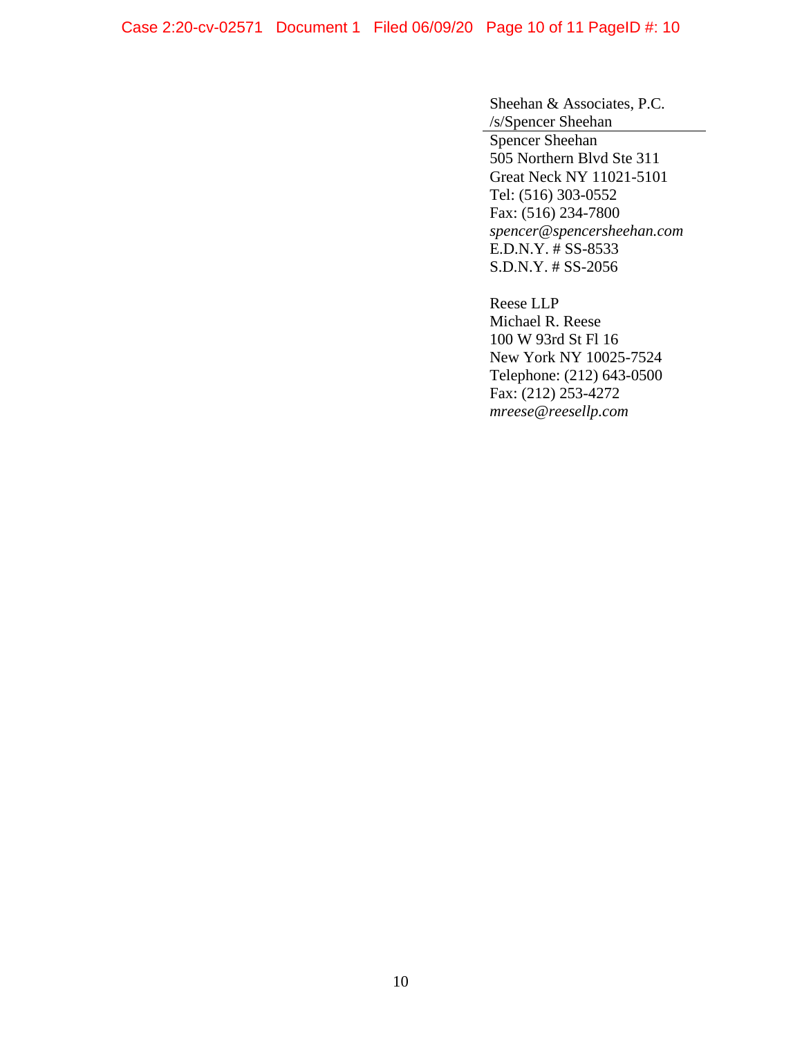Sheehan & Associates, P.C.
/s/Spencer Sheehan

Spencer Sheehan
505 Northern Blvd Ste 311
Great Neck NY 11021-5101
Tel: (516) 303-0552
Fax: (516) 234-7800
*spencer@spencersheehan.com*
E.D.N.Y. # SS-8533
S.D.N.Y. # SS-2056

Reese LLP
Michael R. Reese
100 W 93rd St Fl 16
New York NY 10025-7524
Telephone: (212) 643-0500
Fax: (212) 253-4272
*mreese@reesellp.com*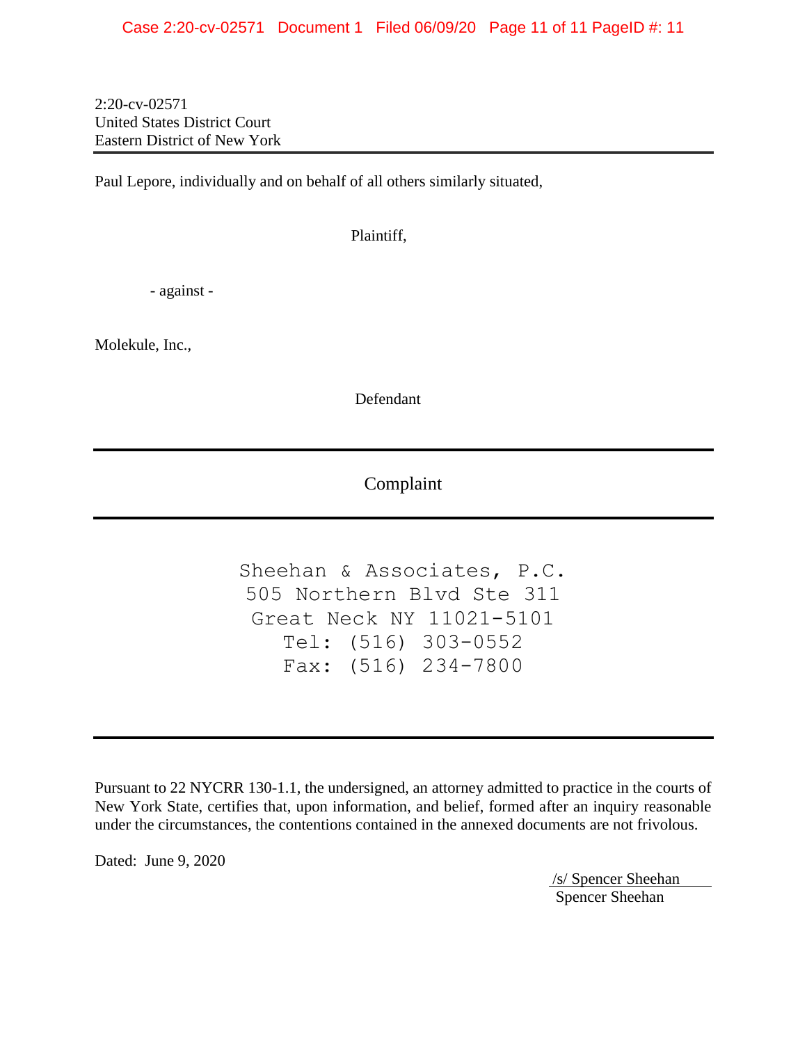2:20-cv-02571
United States District Court
Eastern District of New York

---

Paul Lepore, individually and on behalf of all others similarly situated,

Plaintiff,

- against -

Molekule, Inc.,

Defendant

---

Complaint

---

Sheehan & Associates, P.C.
505 Northern Blvd Ste 311
Great Neck NY 11021-5101
Tel: (516) 303-0552
Fax: (516) 234-7800

---

Pursuant to 22 NYCRR 130-1.1, the undersigned, an attorney admitted to practice in the courts of New York State, certifies that, upon information, and belief, formed after an inquiry reasonable under the circumstances, the contentions contained in the annexed documents are not frivolous.

Dated: June 9, 2020

/s/ Spencer Sheehan
Spencer Sheehan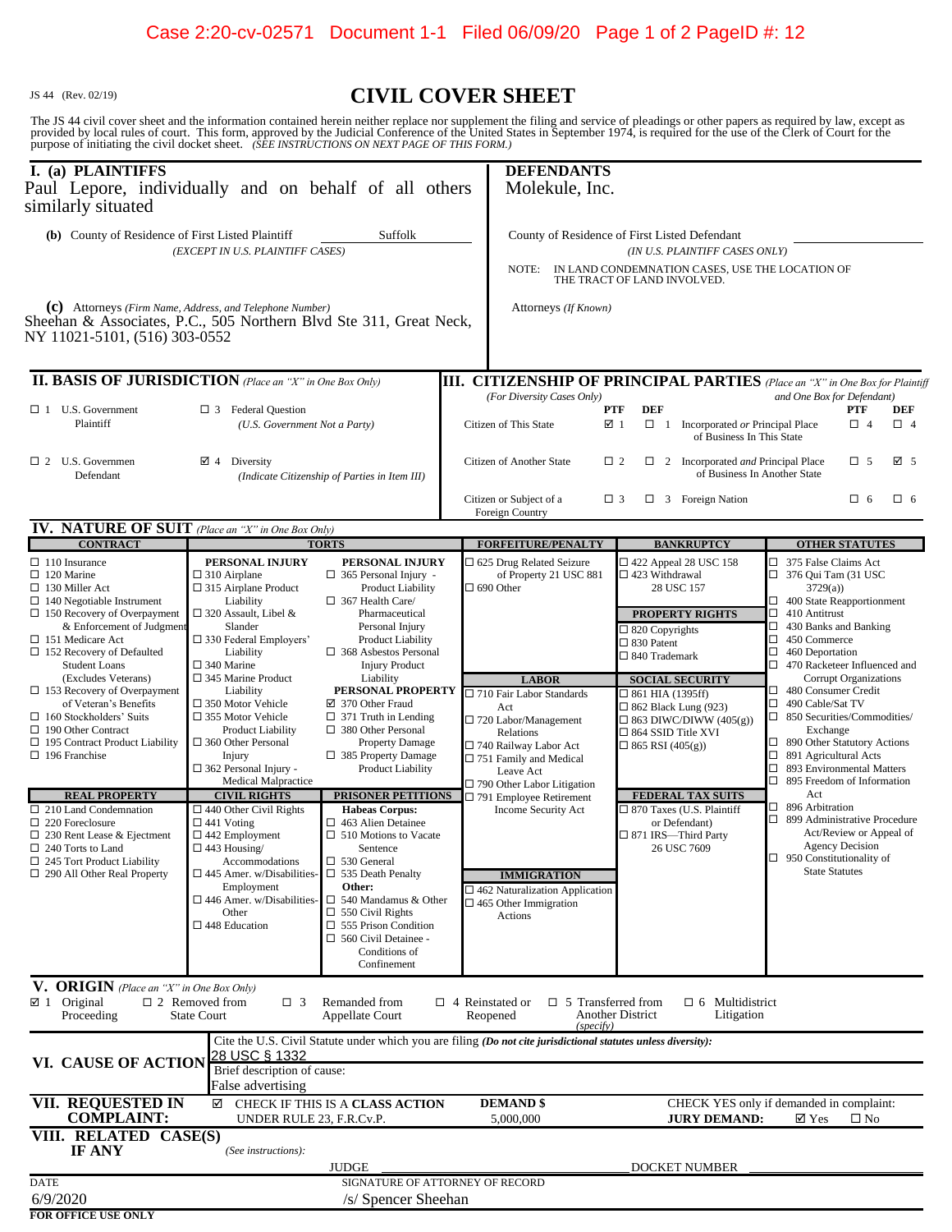JS 44 (Rev. 02/19)

# CIVIL COVER SHEET

The JS 44 civil cover sheet and the information contained herein neither replace nor supplement the filing and service of pleadings or other papers as required by law, except as provided by local rules of court. This form, approved by the Judicial Conference of the United States in September 1974, is required for the use of the Clerk of Court for the purpose of initiating the civil docket sheet. *(SEE INSTRUCTIONS ON NEXT PAGE OF THIS FORM.)*

## I. (a) PLAINTIFFS

Paul Lepore, individually and on behalf of all others similarly situated

**(b)** County of Residence of First Listed Plaintiff: Suffolk
*(EXCEPT IN U.S. PLAINTIFF CASES)*

**(c)** Attorneys *(Firm Name, Address, and Telephone Number)*
Sheehan & Associates, P.C., 505 Northern Blvd Ste 311, Great Neck, NY 11021-5101, (516) 303-0552

## DEFENDANTS

Molekule, Inc.

County of Residence of First Listed Defendant
*(IN U.S. PLAINTIFF CASES ONLY)*

NOTE: IN LAND CONDEMNATION CASES, USE THE LOCATION OF THE TRACT OF LAND INVOLVED.

Attorneys *(If Known)*

## II. BASIS OF JURISDICTION *(Place an "X" in One Box Only)*

- ☐ 1 U.S. Government Plaintiff
- ☐ 3 Federal Question *(U.S. Government Not a Party)*
- ☐ 2 U.S. Government Defendant
- ☑ 4 Diversity *(Indicate Citizenship of Parties in Item III)*

## III. CITIZENSHIP OF PRINCIPAL PARTIES *(Place an "X" in One Box for Plaintiff and One Box for Defendant)*

*(For Diversity Cases Only)*

| | PTF | DEF | | PTF | DEF |
|---|---|---|---|---|---|
| Citizen of This State | ☑ 1 | ☐ 1 | Incorporated *or* Principal Place of Business In This State | ☐ 4 | ☐ 4 |
| Citizen of Another State | ☐ 2 | ☐ 2 | Incorporated *and* Principal Place of Business In Another State | ☐ 5 | ☑ 5 |
| Citizen or Subject of a Foreign Country | ☐ 3 | ☐ 3 | Foreign Nation | ☐ 6 | ☐ 6 |

## IV. NATURE OF SUIT *(Place an "X" in One Box Only)*

**CONTRACT**
- ☐ 110 Insurance
- ☐ 120 Marine
- ☐ 130 Miller Act
- ☐ 140 Negotiable Instrument
- ☐ 150 Recovery of Overpayment & Enforcement of Judgment
- ☐ 151 Medicare Act
- ☐ 152 Recovery of Defaulted Student Loans (Excludes Veterans)
- ☐ 153 Recovery of Overpayment of Veteran's Benefits
- ☐ 160 Stockholders' Suits
- ☐ 190 Other Contract
- ☐ 195 Contract Product Liability
- ☐ 196 Franchise

**REAL PROPERTY**
- ☐ 210 Land Condemnation
- ☐ 220 Foreclosure
- ☐ 230 Rent Lease & Ejectment
- ☐ 240 Torts to Land
- ☐ 245 Tort Product Liability
- ☐ 290 All Other Real Property

**TORTS**

*PERSONAL INJURY*
- ☐ 310 Airplane
- ☐ 315 Airplane Product Liability
- ☐ 320 Assault, Libel & Slander
- ☐ 330 Federal Employers' Liability
- ☐ 340 Marine
- ☐ 345 Marine Product Liability
- ☐ 350 Motor Vehicle
- ☐ 355 Motor Vehicle Product Liability
- ☐ 360 Other Personal Injury
- ☐ 362 Personal Injury - Medical Malpractice

*PERSONAL INJURY*
- ☐ 365 Personal Injury - Product Liability
- ☐ 367 Health Care/ Pharmaceutical Personal Injury Product Liability
- ☐ 368 Asbestos Personal Injury Product Liability

*PERSONAL PROPERTY*
- ☑ 370 Other Fraud
- ☐ 371 Truth in Lending
- ☐ 380 Other Personal Property Damage
- ☐ 385 Property Damage Product Liability

**CIVIL RIGHTS**
- ☐ 440 Other Civil Rights
- ☐ 441 Voting
- ☐ 442 Employment
- ☐ 443 Housing/ Accommodations
- ☐ 445 Amer. w/Disabilities - Employment
- ☐ 446 Amer. w/Disabilities - Other
- ☐ 448 Education

**PRISONER PETITIONS**

*Habeas Corpus:*
- ☐ 463 Alien Detainee
- ☐ 510 Motions to Vacate Sentence
- ☐ 530 General
- ☐ 535 Death Penalty

*Other:*
- ☐ 540 Mandamus & Other
- ☐ 550 Civil Rights
- ☐ 555 Prison Condition
- ☐ 560 Civil Detainee - Conditions of Confinement

**FORFEITURE/PENALTY**
- ☐ 625 Drug Related Seizure of Property 21 USC 881
- ☐ 690 Other

**LABOR**
- ☐ 710 Fair Labor Standards Act
- ☐ 720 Labor/Management Relations
- ☐ 740 Railway Labor Act
- ☐ 751 Family and Medical Leave Act
- ☐ 790 Other Labor Litigation
- ☐ 791 Employee Retirement Income Security Act

**IMMIGRATION**
- ☐ 462 Naturalization Application
- ☐ 465 Other Immigration Actions

**BANKRUPTCY**
- ☐ 422 Appeal 28 USC 158
- ☐ 423 Withdrawal 28 USC 157

**PROPERTY RIGHTS**
- ☐ 820 Copyrights
- ☐ 830 Patent
- ☐ 840 Trademark

**SOCIAL SECURITY**
- ☐ 861 HIA (1395ff)
- ☐ 862 Black Lung (923)
- ☐ 863 DIWC/DIWW (405(g))
- ☐ 864 SSID Title XVI
- ☐ 865 RSI (405(g))

**FEDERAL TAX SUITS**
- ☐ 870 Taxes (U.S. Plaintiff or Defendant)
- ☐ 871 IRS—Third Party 26 USC 7609

**OTHER STATUTES**
- ☐ 375 False Claims Act
- ☐ 376 Qui Tam (31 USC 3729(a))
- ☐ 400 State Reapportionment
- ☐ 410 Antitrust
- ☐ 430 Banks and Banking
- ☐ 450 Commerce
- ☐ 460 Deportation
- ☐ 470 Racketeer Influenced and Corrupt Organizations
- ☐ 480 Consumer Credit
- ☐ 490 Cable/Sat TV
- ☐ 850 Securities/Commodities/ Exchange
- ☐ 890 Other Statutory Actions
- ☐ 891 Agricultural Acts
- ☐ 893 Environmental Matters
- ☐ 895 Freedom of Information Act
- ☐ 896 Arbitration
- ☐ 899 Administrative Procedure Act/Review or Appeal of Agency Decision
- ☐ 950 Constitutionality of State Statutes

## V. ORIGIN *(Place an "X" in One Box Only)*

- ☑ 1 Original Proceeding
- ☐ 2 Removed from State Court
- ☐ 3 Remanded from Appellate Court
- ☐ 4 Reinstated or Reopened
- ☐ 5 Transferred from Another District *(specify)*
- ☐ 6 Multidistrict Litigation

## VI. CAUSE OF ACTION

Cite the U.S. Civil Statute under which you are filing *(Do not cite jurisdictional statutes unless diversity)*:
28 USC § 1332

Brief description of cause:
False advertising

## VII. REQUESTED IN COMPLAINT:

☑ CHECK IF THIS IS A **CLASS ACTION** UNDER RULE 23, F.R.Cv.P.

**DEMAND $** 5,000,000

CHECK YES only if demanded in complaint:
**JURY DEMAND:** ☑ Yes ☐ No

## VIII. RELATED CASE(S) IF ANY

*(See instructions):*

JUDGE ________________ DOCKET NUMBER ________________

DATE: 6/9/2020

SIGNATURE OF ATTORNEY OF RECORD: /s/ Spencer Sheehan

**FOR OFFICE USE ONLY**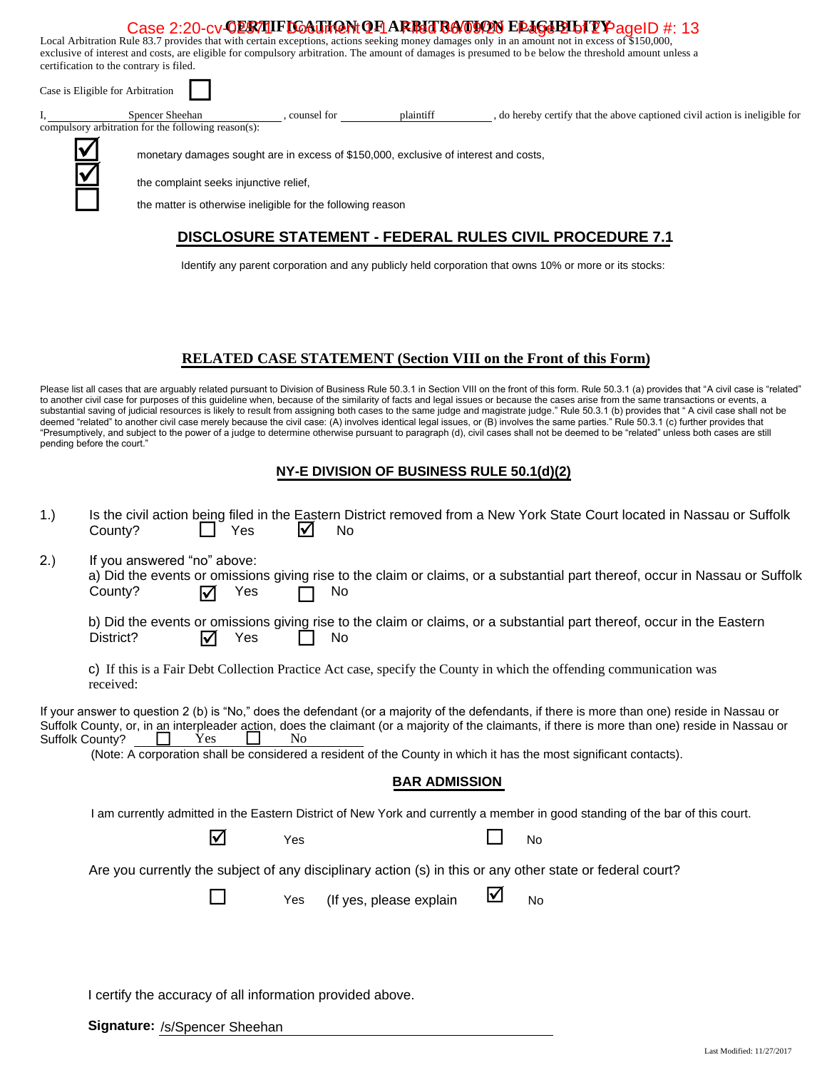## CERTIFICATION OF ARBITRATION ELIGIBILITY

Local Arbitration Rule 83.7 provides that with certain exceptions, actions seeking money damages only in an amount not in excess of $150,000, exclusive of interest and costs, are eligible for compulsory arbitration. The amount of damages is presumed to be below the threshold amount unless a certification to the contrary is filed.

Case is Eligible for Arbitration ☐

I, Spencer Sheehan, counsel for plaintiff, do hereby certify that the above captioned civil action is ineligible for compulsory arbitration for the following reason(s):

☑ monetary damages sought are in excess of $150,000, exclusive of interest and costs,

☑ the complaint seeks injunctive relief,

☐ the matter is otherwise ineligible for the following reason

## DISCLOSURE STATEMENT - FEDERAL RULES CIVIL PROCEDURE 7.1

Identify any parent corporation and any publicly held corporation that owns 10% or more or its stocks:

## RELATED CASE STATEMENT (Section VIII on the Front of this Form)

Please list all cases that are arguably related pursuant to Division of Business Rule 50.3.1 in Section VIII on the front of this form. Rule 50.3.1 (a) provides that "A civil case is "related" to another civil case for purposes of this guideline when, because of the similarity of facts and legal issues or because the cases arise from the same transactions or events, a substantial saving of judicial resources is likely to result from assigning both cases to the same judge and magistrate judge." Rule 50.3.1 (b) provides that " A civil case shall not be deemed "related" to another civil case merely because the civil case: (A) involves identical legal issues, or (B) involves the same parties." Rule 50.3.1 (c) further provides that "Presumptively, and subject to the power of a judge to determine otherwise pursuant to paragraph (d), civil cases shall not be deemed to be "related" unless both cases are still pending before the court."

## NY-E DIVISION OF BUSINESS RULE 50.1(d)(2)

1.) Is the civil action being filed in the Eastern District removed from a New York State Court located in Nassau or Suffolk County? ☐ Yes ☑ No

2.) If you answered "no" above:

a) Did the events or omissions giving rise to the claim or claims, or a substantial part thereof, occur in Nassau or Suffolk County? ☑ Yes ☐ No

b) Did the events or omissions giving rise to the claim or claims, or a substantial part thereof, occur in the Eastern District? ☑ Yes ☐ No

c) If this is a Fair Debt Collection Practice Act case, specify the County in which the offending communication was received:

If your answer to question 2 (b) is "No," does the defendant (or a majority of the defendants, if there is more than one) reside in Nassau or Suffolk County, or, in an interpleader action, does the claimant (or a majority of the claimants, if there is more than one) reside in Nassau or Suffolk County? ☐ Yes ☐ No

(Note: A corporation shall be considered a resident of the County in which it has the most significant contacts).

## BAR ADMISSION

I am currently admitted in the Eastern District of New York and currently a member in good standing of the bar of this court.

☑ Yes ☐ No

Are you currently the subject of any disciplinary action (s) in this or any other state or federal court?

☐ Yes (If yes, please explain ☑ No

I certify the accuracy of all information provided above.

**Signature:** /s/Spencer Sheehan

Last Modified: 11/27/2017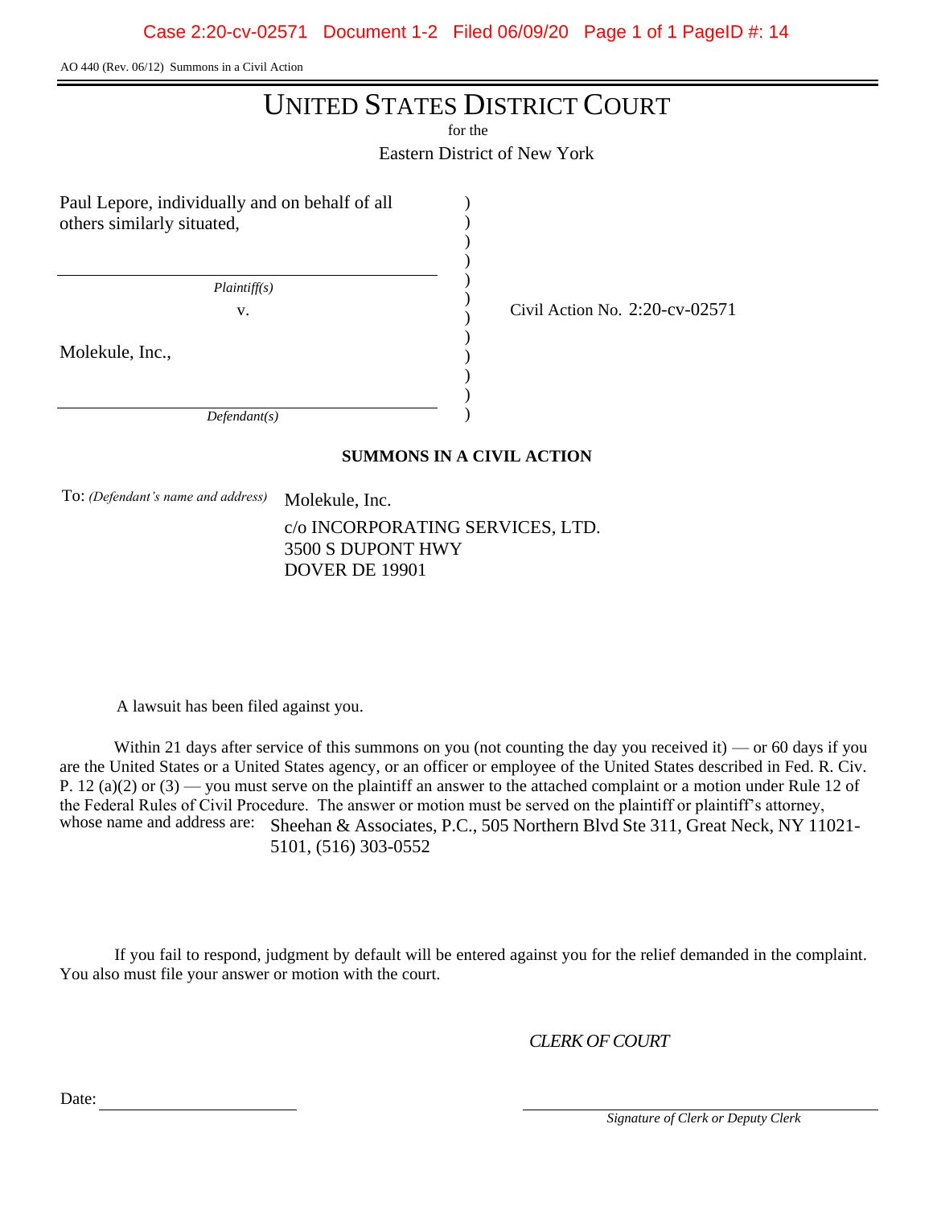AO 440 (Rev. 06/12) Summons in a Civil Action

# UNITED STATES DISTRICT COURT

for the

Eastern District of New York

Paul Lepore, individually and on behalf of all others similarly situated,

*Plaintiff(s)*

v.

Molekule, Inc.,

*Defendant(s)*

Civil Action No. 2:20-cv-02571

**SUMMONS IN A CIVIL ACTION**

To: *(Defendant's name and address)* Molekule, Inc.
c/o INCORPORATING SERVICES, LTD.
3500 S DUPONT HWY
DOVER DE 19901

A lawsuit has been filed against you.

Within 21 days after service of this summons on you (not counting the day you received it) — or 60 days if you are the United States or a United States agency, or an officer or employee of the United States described in Fed. R. Civ. P. 12 (a)(2) or (3) — you must serve on the plaintiff an answer to the attached complaint or a motion under Rule 12 of the Federal Rules of Civil Procedure. The answer or motion must be served on the plaintiff or plaintiff's attorney, whose name and address are: Sheehan & Associates, P.C., 505 Northern Blvd Ste 311, Great Neck, NY 11021-5101, (516) 303-0552

If you fail to respond, judgment by default will be entered against you for the relief demanded in the complaint. You also must file your answer or motion with the court.

*CLERK OF COURT*

Date: ____________________

____________________
*Signature of Clerk or Deputy Clerk*